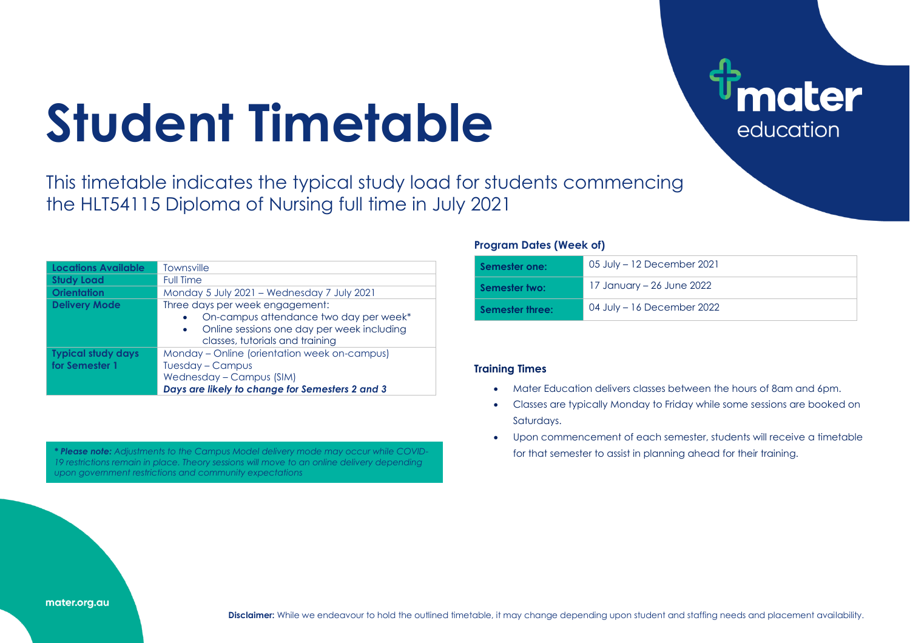# Student Timetable

mater education

This timetable indicates the typical study load for students commencing the HLT54115 Diploma of Nursing full time in July 2021

| **Locations Available** | Townsville |
| --- | --- |
| **Study Load** | Full Time |
| **Orientation** | Monday 5 July 2021 – Wednesday 7 July 2021 |
| **Delivery Mode** | Three days per week engagement:<br>• On-campus attendance two day per week*<br>• Online sessions one day per week including classes, tutorials and training |
| **Typical study days for Semester 1** | Monday – Online (orientation week on-campus)<br>Tuesday – Campus<br>Wednesday – Campus (SIM)<br>***Days are likely to change for Semesters 2 and 3*** |

****Please note:*** *Adjustments to the Campus Model delivery mode may occur while COVID-19 restrictions remain in place. Theory sessions will move to an online delivery depending upon government restrictions and community expectations*

**Program Dates (Week of)**

| **Semester one:** | 05 July – 12 December 2021 |
| --- | --- |
| **Semester two:** | 17 January – 26 June 2022 |
| **Semester three:** | 04 July – 16 December 2022 |

**Training Times**

- Mater Education delivers classes between the hours of 8am and 6pm.
- Classes are typically Monday to Friday while some sessions are booked on Saturdays.
- Upon commencement of each semester, students will receive a timetable for that semester to assist in planning ahead for their training.

mater.org.au

**Disclaimer:** While we endeavour to hold the outlined timetable, it may change depending upon student and staffing needs and placement availability.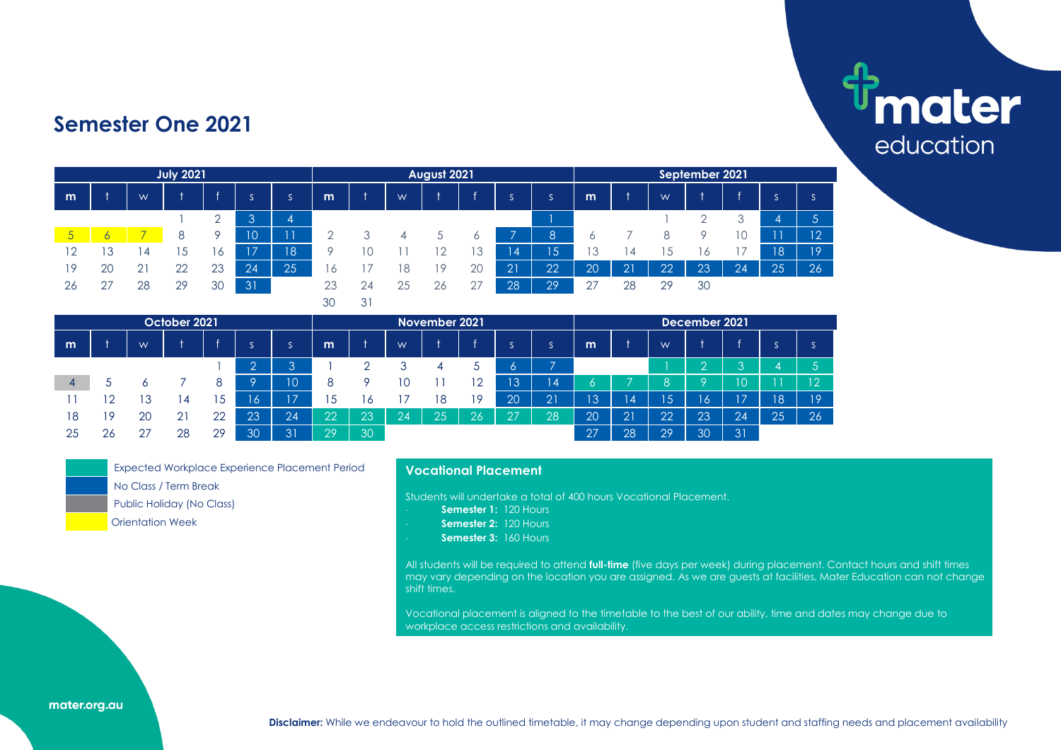# Semester One 2021

mater education

| July 2021 | | | | | | |
|---|---|---|---|---|---|---|
| m | t | w | t | f | s | s |
| | | | 1 | 2 | 3 | 4 |
| 5 | 6 | 7 | 8 | 9 | 10 | 11 |
| 12 | 13 | 14 | 15 | 16 | 17 | 18 |
| 19 | 20 | 21 | 22 | 23 | 24 | 25 |
| 26 | 27 | 28 | 29 | 30 | 31 | |

| August 2021 | | | | | | |
|---|---|---|---|---|---|---|
| m | t | w | t | f | s | s |
| | | | | | | 1 |
| 2 | 3 | 4 | 5 | 6 | 7 | 8 |
| 9 | 10 | 11 | 12 | 13 | 14 | 15 |
| 16 | 17 | 18 | 19 | 20 | 21 | 22 |
| 23 | 24 | 25 | 26 | 27 | 28 | 29 |
| 30 | 31 | | | | | |

| September 2021 | | | | | | |
|---|---|---|---|---|---|---|
| m | t | w | t | f | s | s |
| | | 1 | 2 | 3 | 4 | 5 |
| 6 | 7 | 8 | 9 | 10 | 11 | 12 |
| 13 | 14 | 15 | 16 | 17 | 18 | 19 |
| 20 | 21 | 22 | 23 | 24 | 25 | 26 |
| 27 | 28 | 29 | 30 | | | |

| October 2021 | | | | | | |
|---|---|---|---|---|---|---|
| m | t | w | t | f | s | s |
| | | | | 1 | 2 | 3 |
| 4 | 5 | 6 | 7 | 8 | 9 | 10 |
| 11 | 12 | 13 | 14 | 15 | 16 | 17 |
| 18 | 19 | 20 | 21 | 22 | 23 | 24 |
| 25 | 26 | 27 | 28 | 29 | 30 | 31 |

| November 2021 | | | | | | |
|---|---|---|---|---|---|---|
| m | t | w | t | f | s | s |
| 1 | 2 | 3 | 4 | 5 | 6 | 7 |
| 8 | 9 | 10 | 11 | 12 | 13 | 14 |
| 15 | 16 | 17 | 18 | 19 | 20 | 21 |
| 22 | 23 | 24 | 25 | 26 | 27 | 28 |
| 29 | 30 | | | | | |

| December 2021 | | | | | | |
|---|---|---|---|---|---|---|
| m | t | w | t | f | s | s |
| | | 1 | 2 | 3 | 4 | 5 |
| 6 | 7 | 8 | 9 | 10 | 11 | 12 |
| 13 | 14 | 15 | 16 | 17 | 18 | 19 |
| 20 | 21 | 22 | 23 | 24 | 25 | 26 |
| 27 | 28 | 29 | 30 | 31 | | |

Expected Workplace Experience Placement Period

No Class / Term Break

Public Holiday (No Class)

Orientation Week

## Vocational Placement

Students will undertake a total of 400 hours Vocational Placement.

- **Semester 1:** 120 Hours
- **Semester 2:** 120 Hours
- **Semester 3:** 160 Hours

All students will be required to attend **full-time** (five days per week) during placement. Contact hours and shift times may vary depending on the location you are assigned. As we are guests at facilities, Mater Education can not change shift times.

Vocational placement is aligned to the timetable to the best of our ability, time and dates may change due to workplace access restrictions and availability.

mater.org.au

**Disclaimer:** While we endeavour to hold the outlined timetable, it may change depending upon student and staffing needs and placement availability